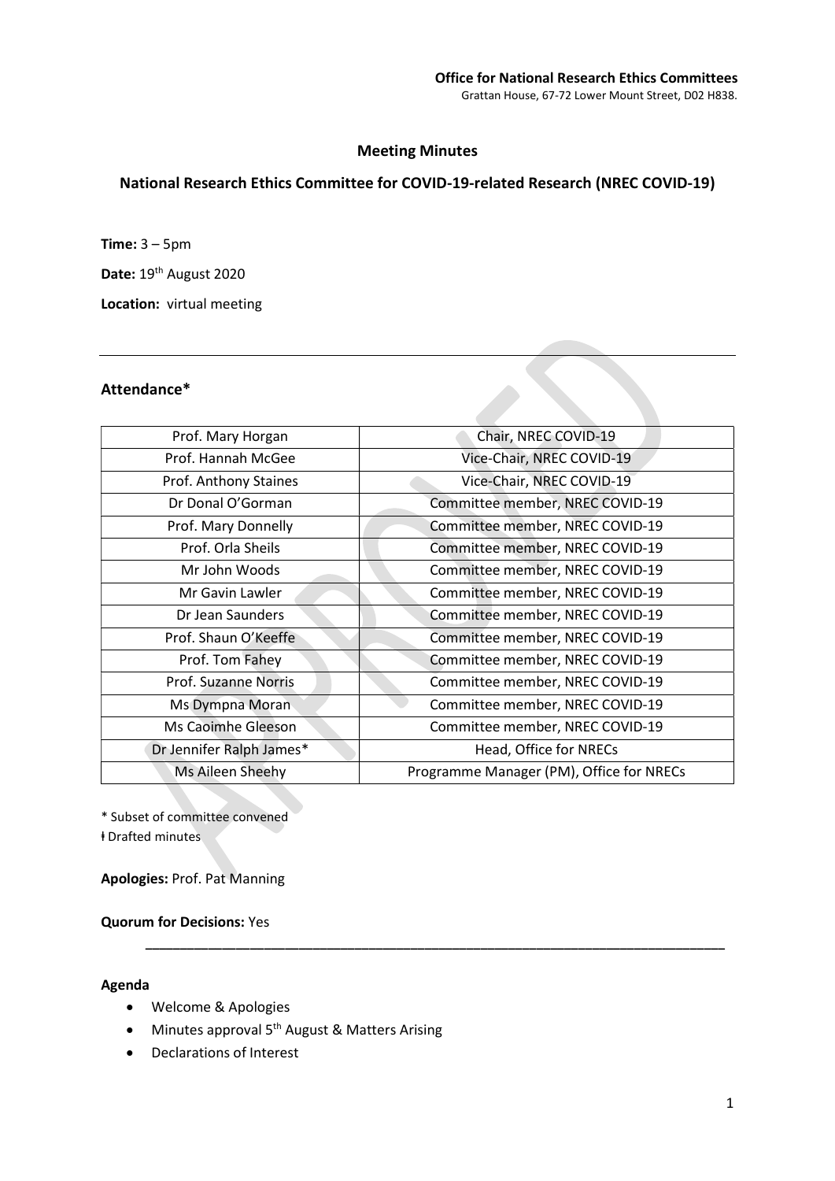**Office for National Research Ethics Committees**
Grattan House, 67-72 Lower Mount Street, D02 H838.

## Meeting Minutes

## National Research Ethics Committee for COVID-19-related Research (NREC COVID-19)

**Time:** 3 – 5pm

**Date:** 19th August 2020

**Location:** virtual meeting

---

### Attendance*

| | |
|---|---|
| Prof. Mary Horgan | Chair, NREC COVID-19 |
| Prof. Hannah McGee | Vice-Chair, NREC COVID-19 |
| Prof. Anthony Staines | Vice-Chair, NREC COVID-19 |
| Dr Donal O'Gorman | Committee member, NREC COVID-19 |
| Prof. Mary Donnelly | Committee member, NREC COVID-19 |
| Prof. Orla Sheils | Committee member, NREC COVID-19 |
| Mr John Woods | Committee member, NREC COVID-19 |
| Mr Gavin Lawler | Committee member, NREC COVID-19 |
| Dr Jean Saunders | Committee member, NREC COVID-19 |
| Prof. Shaun O'Keeffe | Committee member, NREC COVID-19 |
| Prof. Tom Fahey | Committee member, NREC COVID-19 |
| Prof. Suzanne Norris | Committee member, NREC COVID-19 |
| Ms Dympna Moran | Committee member, NREC COVID-19 |
| Ms Caoimhe Gleeson | Committee member, NREC COVID-19 |
| Dr Jennifer Ralph James* | Head, Office for NRECs |
| Ms Aileen Sheehy | Programme Manager (PM), Office for NRECs |

* Subset of committee convened
ɫ Drafted minutes

**Apologies:** Prof. Pat Manning

**Quorum for Decisions:** Yes

---

**Agenda**

- Welcome & Apologies
- Minutes approval 5th August & Matters Arising
- Declarations of Interest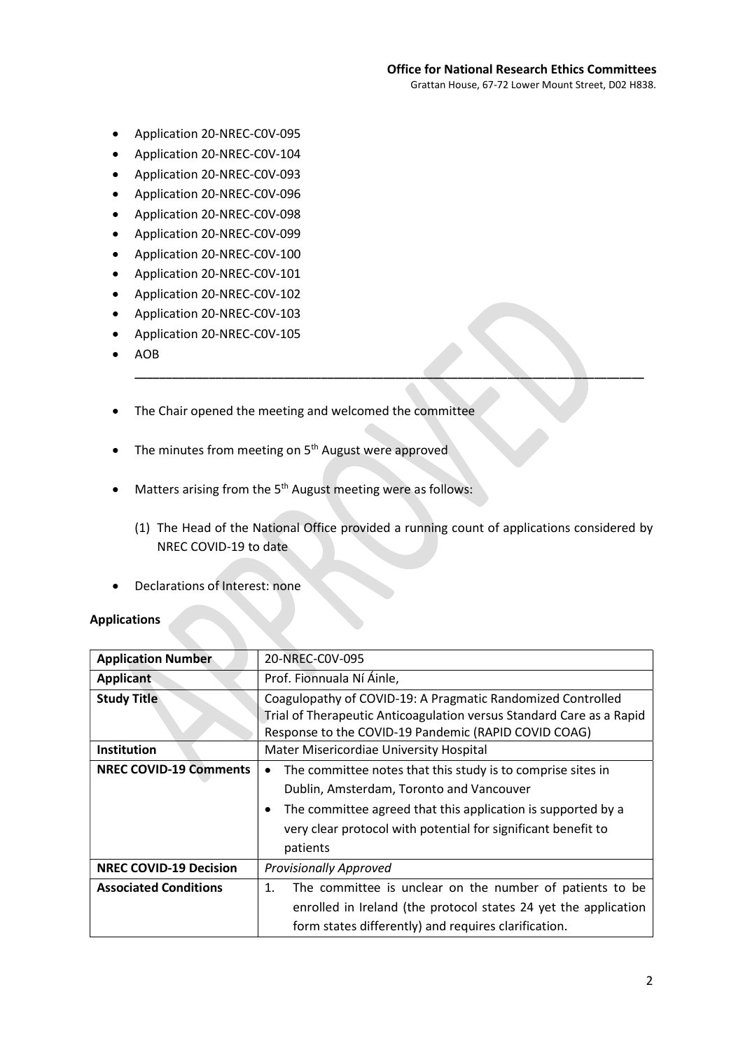- Application 20-NREC-C0V-095
- Application 20-NREC-C0V-104
- Application 20-NREC-C0V-093
- Application 20-NREC-C0V-096
- Application 20-NREC-C0V-098
- Application 20-NREC-C0V-099
- Application 20-NREC-C0V-100
- Application 20-NREC-C0V-101
- Application 20-NREC-C0V-102
- Application 20-NREC-C0V-103
- Application 20-NREC-C0V-105
- AOB

---

- The Chair opened the meeting and welcomed the committee
- The minutes from meeting on 5th August were approved
- Matters arising from the 5th August meeting were as follows:
  (1) The Head of the National Office provided a running count of applications considered by NREC COVID-19 to date
- Declarations of Interest: none

**Applications**

| **Application Number** | 20-NREC-C0V-095 |
|---|---|
| **Applicant** | Prof. Fionnuala Ní Áinle, |
| **Study Title** | Coagulopathy of COVID-19: A Pragmatic Randomized Controlled Trial of Therapeutic Anticoagulation versus Standard Care as a Rapid Response to the COVID-19 Pandemic (RAPID COVID COAG) |
| **Institution** | Mater Misericordiae University Hospital |
| **NREC COVID-19 Comments** | • The committee notes that this study is to comprise sites in Dublin, Amsterdam, Toronto and Vancouver<br>• The committee agreed that this application is supported by a very clear protocol with potential for significant benefit to patients |
| **NREC COVID-19 Decision** | *Provisionally Approved* |
| **Associated Conditions** | 1. The committee is unclear on the number of patients to be enrolled in Ireland (the protocol states 24 yet the application form states differently) and requires clarification. |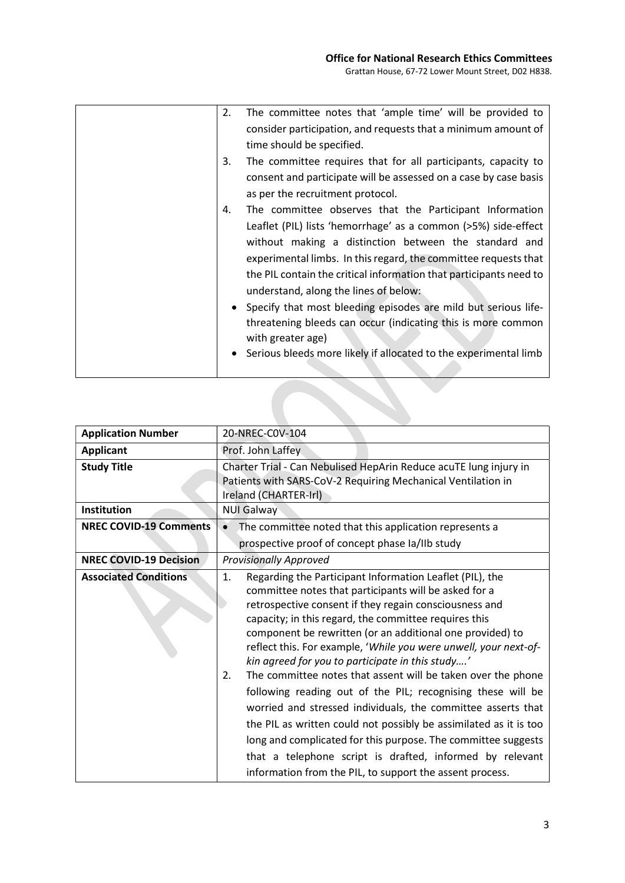| | |
|---|---|
| | 2. The committee notes that 'ample time' will be provided to consider participation, and requests that a minimum amount of time should be specified.<br>3. The committee requires that for all participants, capacity to consent and participate will be assessed on a case by case basis as per the recruitment protocol.<br>4. The committee observes that the Participant Information Leaflet (PIL) lists 'hemorrhage' as a common (>5%) side-effect without making a distinction between the standard and experimental limbs. In this regard, the committee requests that the PIL contain the critical information that participants need to understand, along the lines of below:<br>• Specify that most bleeding episodes are mild but serious life-threatening bleeds can occur (indicating this is more common with greater age)<br>• Serious bleeds more likely if allocated to the experimental limb |

| | |
|---|---|
| **Application Number** | 20-NREC-C0V-104 |
| **Applicant** | Prof. John Laffey |
| **Study Title** | Charter Trial - Can Nebulised HepArin Reduce acuTE lung injury in Patients with SARS-CoV-2 Requiring Mechanical Ventilation in Ireland (CHARTER-Irl) |
| **Institution** | NUI Galway |
| **NREC COVID-19 Comments** | • The committee noted that this application represents a prospective proof of concept phase Ia/IIb study |
| **NREC COVID-19 Decision** | *Provisionally Approved* |
| **Associated Conditions** | 1. Regarding the Participant Information Leaflet (PIL), the committee notes that participants will be asked for a retrospective consent if they regain consciousness and capacity; in this regard, the committee requires this component be rewritten (or an additional one provided) to reflect this. For example, '*While you were unwell, your next-of-kin agreed for you to participate in this study….*'<br>2. The committee notes that assent will be taken over the phone following reading out of the PIL; recognising these will be worried and stressed individuals, the committee asserts that the PIL as written could not possibly be assimilated as it is too long and complicated for this purpose. The committee suggests that a telephone script is drafted, informed by relevant information from the PIL, to support the assent process. |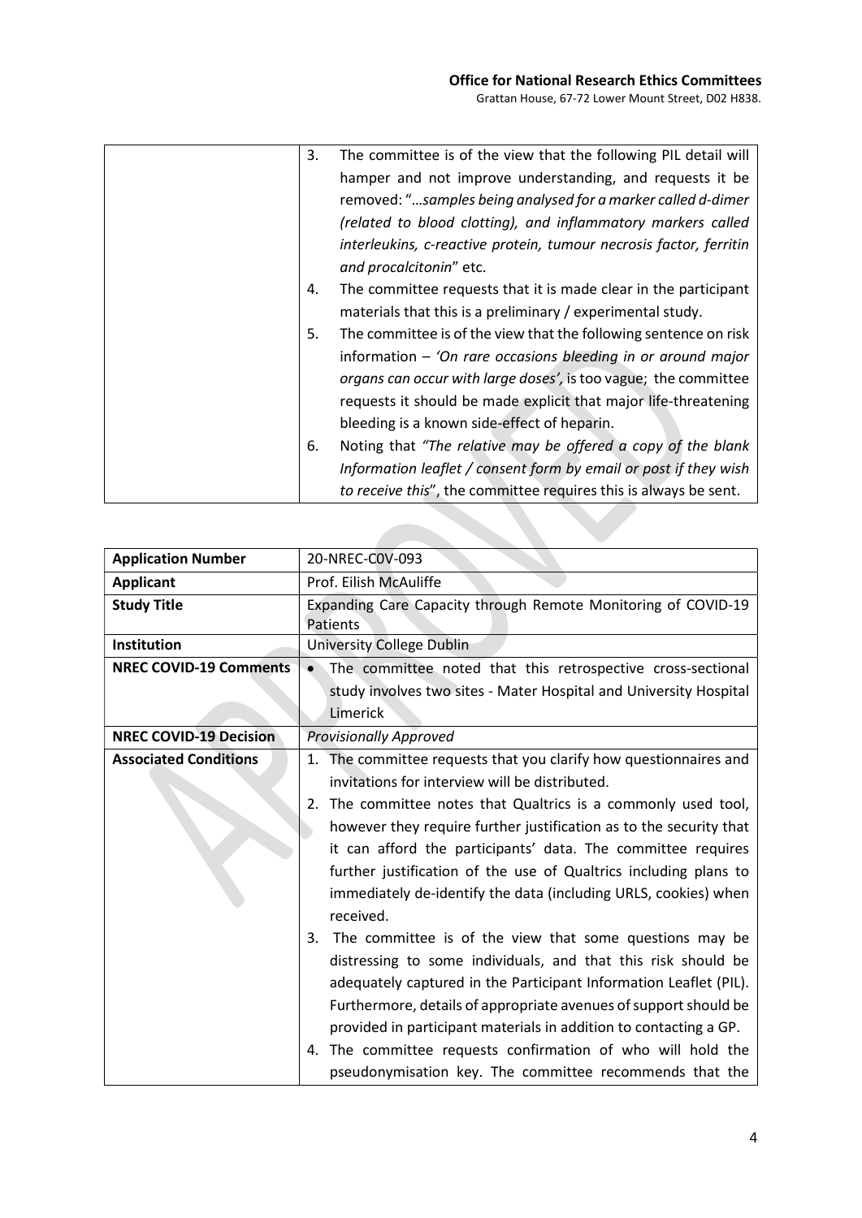| | |
|---|---|
| | 3. The committee is of the view that the following PIL detail will hamper and not improve understanding, and requests it be removed: "*…samples being analysed for a marker called d-dimer (related to blood clotting), and inflammatory markers called interleukins, c-reactive protein, tumour necrosis factor, ferritin and procalcitonin*" etc.<br>4. The committee requests that it is made clear in the participant materials that this is a preliminary / experimental study.<br>5. The committee is of the view that the following sentence on risk information – *'On rare occasions bleeding in or around major organs can occur with large doses'*, is too vague; the committee requests it should be made explicit that major life-threatening bleeding is a known side-effect of heparin.<br>6. Noting that *"The relative may be offered a copy of the blank Information leaflet / consent form by email or post if they wish to receive this*", the committee requires this is always be sent. |

| | |
|---|---|
| **Application Number** | 20-NREC-COV-093 |
| **Applicant** | Prof. Eilish McAuliffe |
| **Study Title** | Expanding Care Capacity through Remote Monitoring of COVID-19 Patients |
| **Institution** | University College Dublin |
| **NREC COVID-19 Comments** | • The committee noted that this retrospective cross-sectional study involves two sites - Mater Hospital and University Hospital Limerick |
| **NREC COVID-19 Decision** | *Provisionally Approved* |
| **Associated Conditions** | 1. The committee requests that you clarify how questionnaires and invitations for interview will be distributed.<br>2. The committee notes that Qualtrics is a commonly used tool, however they require further justification as to the security that it can afford the participants' data. The committee requires further justification of the use of Qualtrics including plans to immediately de-identify the data (including URLS, cookies) when received.<br>3. The committee is of the view that some questions may be distressing to some individuals, and that this risk should be adequately captured in the Participant Information Leaflet (PIL). Furthermore, details of appropriate avenues of support should be provided in participant materials in addition to contacting a GP.<br>4. The committee requests confirmation of who will hold the pseudonymisation key. The committee recommends that the |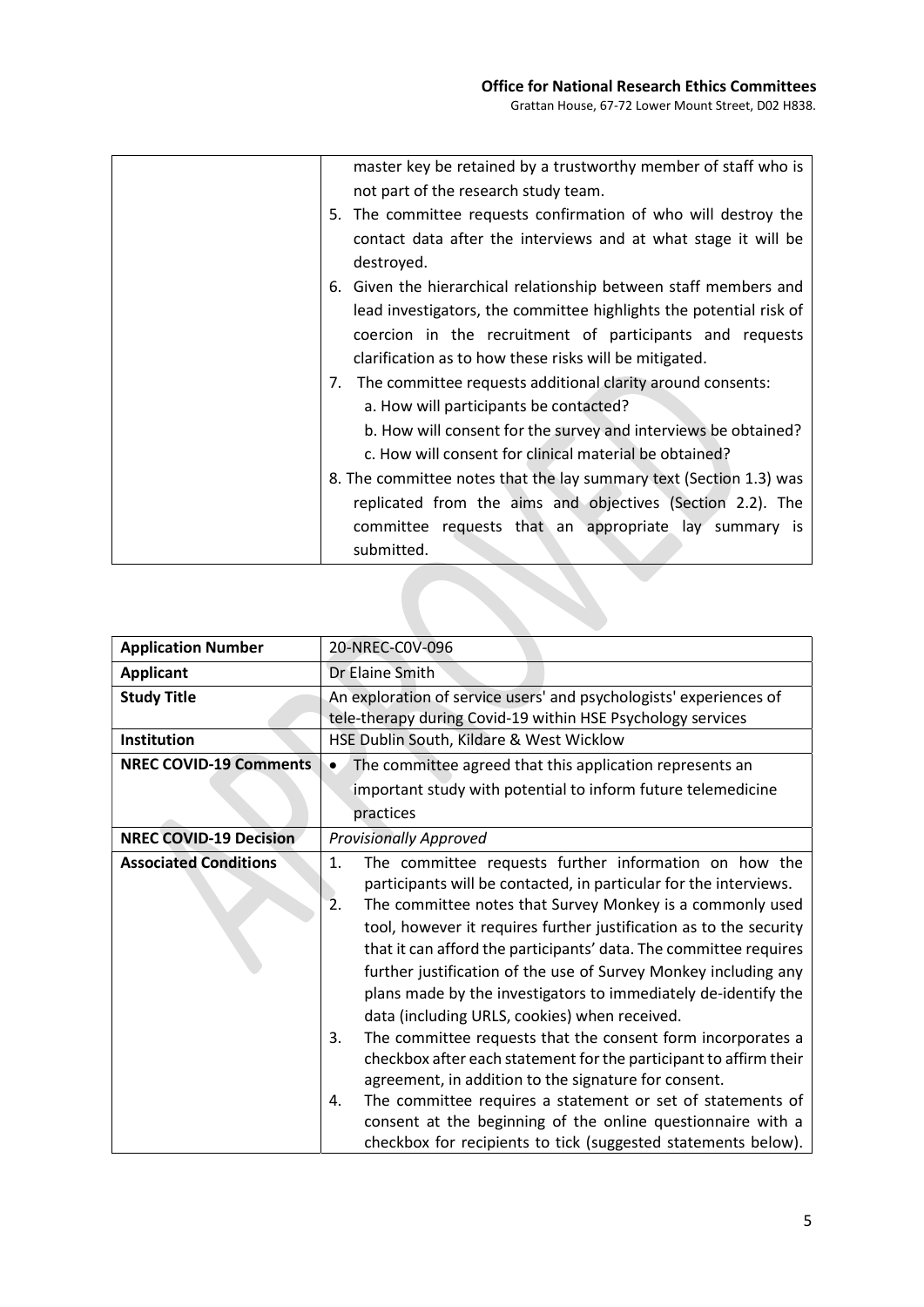| | |
|---|---|
| | master key be retained by a trustworthy member of staff who is not part of the research study team.<br>5. The committee requests confirmation of who will destroy the contact data after the interviews and at what stage it will be destroyed.<br>6. Given the hierarchical relationship between staff members and lead investigators, the committee highlights the potential risk of coercion in the recruitment of participants and requests clarification as to how these risks will be mitigated.<br>7. The committee requests additional clarity around consents:<br>a. How will participants be contacted?<br>b. How will consent for the survey and interviews be obtained?<br>c. How will consent for clinical material be obtained?<br>8. The committee notes that the lay summary text (Section 1.3) was replicated from the aims and objectives (Section 2.2). The committee requests that an appropriate lay summary is submitted. |

| | |
|---|---|
| **Application Number** | 20-NREC-COV-096 |
| **Applicant** | Dr Elaine Smith |
| **Study Title** | An exploration of service users' and psychologists' experiences of tele-therapy during Covid-19 within HSE Psychology services |
| **Institution** | HSE Dublin South, Kildare & West Wicklow |
| **NREC COVID-19 Comments** | • The committee agreed that this application represents an important study with potential to inform future telemedicine practices |
| **NREC COVID-19 Decision** | *Provisionally Approved* |
| **Associated Conditions** | 1. The committee requests further information on how the participants will be contacted, in particular for the interviews.<br>2. The committee notes that Survey Monkey is a commonly used tool, however it requires further justification as to the security that it can afford the participants' data. The committee requires further justification of the use of Survey Monkey including any plans made by the investigators to immediately de-identify the data (including URLS, cookies) when received.<br>3. The committee requests that the consent form incorporates a checkbox after each statement for the participant to affirm their agreement, in addition to the signature for consent.<br>4. The committee requires a statement or set of statements of consent at the beginning of the online questionnaire with a checkbox for recipients to tick (suggested statements below). |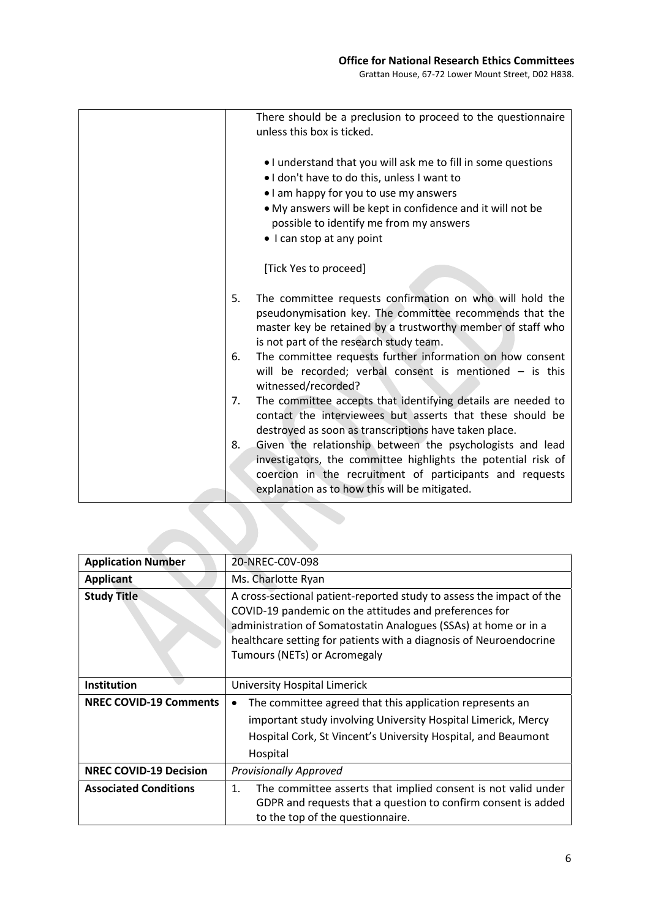| | There should be a preclusion to proceed to the questionnaire unless this box is ticked.<br><br>• I understand that you will ask me to fill in some questions<br>• I don't have to do this, unless I want to<br>• I am happy for you to use my answers<br>• My answers will be kept in confidence and it will not be possible to identify me from my answers<br>• I can stop at any point<br><br>[Tick Yes to proceed]<br><br>5. The committee requests confirmation on who will hold the pseudonymisation key. The committee recommends that the master key be retained by a trustworthy member of staff who is not part of the research study team.<br>6. The committee requests further information on how consent will be recorded; verbal consent is mentioned – is this witnessed/recorded?<br>7. The committee accepts that identifying details are needed to contact the interviewees but asserts that these should be destroyed as soon as transcriptions have taken place.<br>8. Given the relationship between the psychologists and lead investigators, the committee highlights the potential risk of coercion in the recruitment of participants and requests explanation as to how this will be mitigated. |
|---|---|

| **Application Number** | 20-NREC-C0V-098 |
|---|---|
| **Applicant** | Ms. Charlotte Ryan |
| **Study Title** | A cross-sectional patient-reported study to assess the impact of the COVID-19 pandemic on the attitudes and preferences for administration of Somatostatin Analogues (SSAs) at home or in a healthcare setting for patients with a diagnosis of Neuroendocrine Tumours (NETs) or Acromegaly |
| **Institution** | University Hospital Limerick |
| **NREC COVID-19 Comments** | • The committee agreed that this application represents an important study involving University Hospital Limerick, Mercy Hospital Cork, St Vincent's University Hospital, and Beaumont Hospital |
| **NREC COVID-19 Decision** | *Provisionally Approved* |
| **Associated Conditions** | 1. The committee asserts that implied consent is not valid under GDPR and requests that a question to confirm consent is added to the top of the questionnaire. |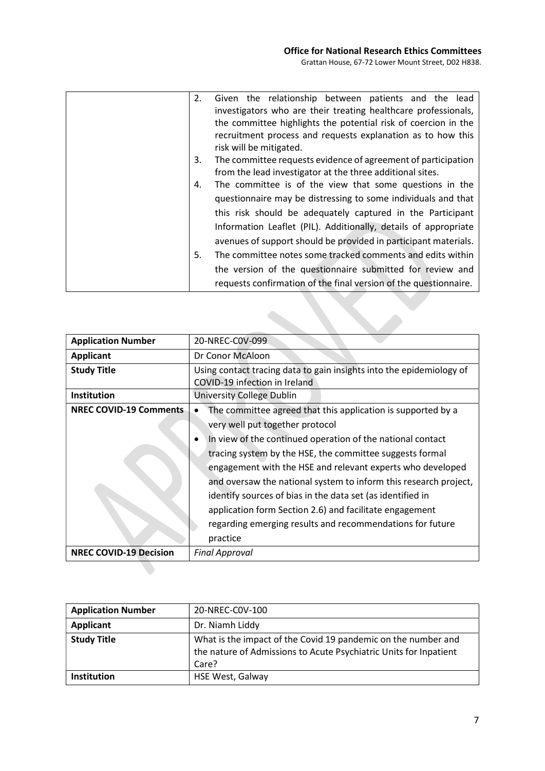| | |
|---|---|
| | 2. Given the relationship between patients and the lead investigators who are their treating healthcare professionals, the committee highlights the potential risk of coercion in the recruitment process and requests explanation as to how this risk will be mitigated.<br>3. The committee requests evidence of agreement of participation from the lead investigator at the three additional sites.<br>4. The committee is of the view that some questions in the questionnaire may be distressing to some individuals and that this risk should be adequately captured in the Participant Information Leaflet (PIL). Additionally, details of appropriate avenues of support should be provided in participant materials.<br>5. The committee notes some tracked comments and edits within the version of the questionnaire submitted for review and requests confirmation of the final version of the questionnaire. |

| **Application Number** | 20-NREC-C0V-099 |
|---|---|
| **Applicant** | Dr Conor McAloon |
| **Study Title** | Using contact tracing data to gain insights into the epidemiology of COVID-19 infection in Ireland |
| **Institution** | University College Dublin |
| **NREC COVID-19 Comments** | • The committee agreed that this application is supported by a very well put together protocol<br>• In view of the continued operation of the national contact tracing system by the HSE, the committee suggests formal engagement with the HSE and relevant experts who developed and oversaw the national system to inform this research project, identify sources of bias in the data set (as identified in application form Section 2.6) and facilitate engagement regarding emerging results and recommendations for future practice |
| **NREC COVID-19 Decision** | *Final Approval* |

| **Application Number** | 20-NREC-C0V-100 |
|---|---|
| **Applicant** | Dr. Niamh Liddy |
| **Study Title** | What is the impact of the Covid 19 pandemic on the number and the nature of Admissions to Acute Psychiatric Units for Inpatient Care? |
| **Institution** | HSE West, Galway |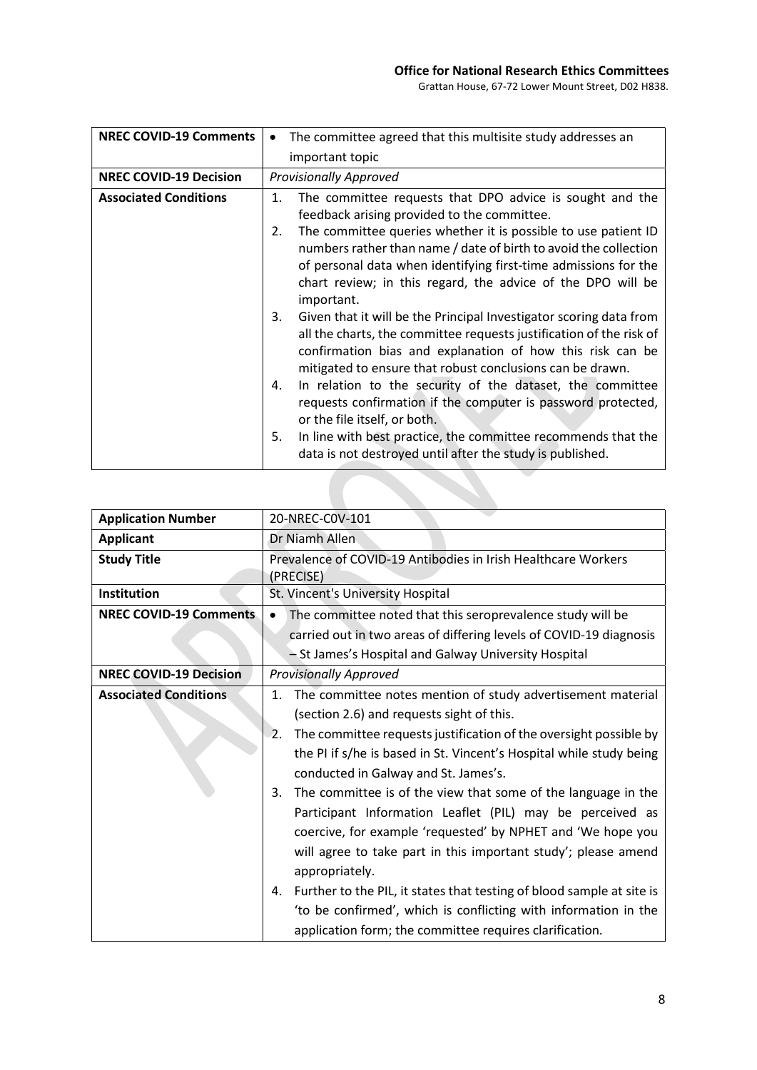| NREC COVID-19 Comments | • The committee agreed that this multisite study addresses an important topic |
|---|---|
| NREC COVID-19 Decision | *Provisionally Approved* |
| Associated Conditions | 1. The committee requests that DPO advice is sought and the feedback arising provided to the committee.<br>2. The committee queries whether it is possible to use patient ID numbers rather than name / date of birth to avoid the collection of personal data when identifying first-time admissions for the chart review; in this regard, the advice of the DPO will be important.<br>3. Given that it will be the Principal Investigator scoring data from all the charts, the committee requests justification of the risk of confirmation bias and explanation of how this risk can be mitigated to ensure that robust conclusions can be drawn.<br>4. In relation to the security of the dataset, the committee requests confirmation if the computer is password protected, or the file itself, or both.<br>5. In line with best practice, the committee recommends that the data is not destroyed until after the study is published. |

| Application Number | 20-NREC-COV-101 |
|---|---|
| Applicant | Dr Niamh Allen |
| Study Title | Prevalence of COVID-19 Antibodies in Irish Healthcare Workers (PRECISE) |
| Institution | St. Vincent's University Hospital |
| NREC COVID-19 Comments | • The committee noted that this seroprevalence study will be carried out in two areas of differing levels of COVID-19 diagnosis – St James's Hospital and Galway University Hospital |
| NREC COVID-19 Decision | *Provisionally Approved* |
| Associated Conditions | 1. The committee notes mention of study advertisement material (section 2.6) and requests sight of this.<br>2. The committee requests justification of the oversight possible by the PI if s/he is based in St. Vincent's Hospital while study being conducted in Galway and St. James's.<br>3. The committee is of the view that some of the language in the Participant Information Leaflet (PIL) may be perceived as coercive, for example 'requested' by NPHET and 'We hope you will agree to take part in this important study'; please amend appropriately.<br>4. Further to the PIL, it states that testing of blood sample at site is 'to be confirmed', which is conflicting with information in the application form; the committee requires clarification. |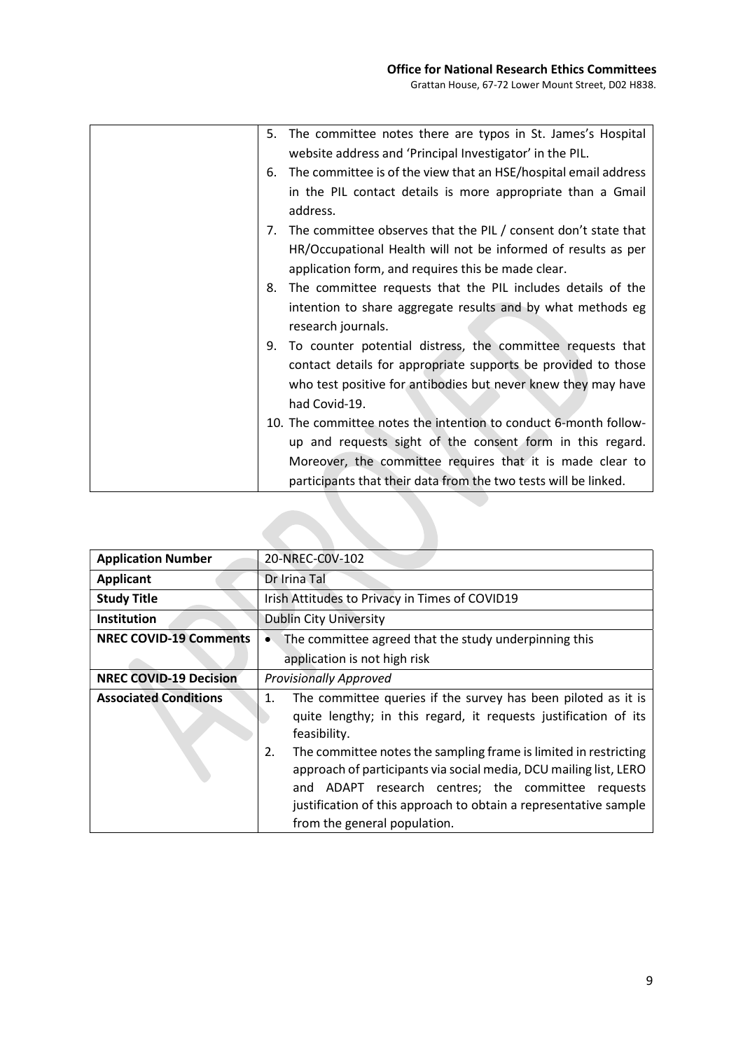| | |
|---|---|
| | 5. The committee notes there are typos in St. James's Hospital website address and 'Principal Investigator' in the PIL.<br>6. The committee is of the view that an HSE/hospital email address in the PIL contact details is more appropriate than a Gmail address.<br>7. The committee observes that the PIL / consent don't state that HR/Occupational Health will not be informed of results as per application form, and requires this be made clear.<br>8. The committee requests that the PIL includes details of the intention to share aggregate results and by what methods eg research journals.<br>9. To counter potential distress, the committee requests that contact details for appropriate supports be provided to those who test positive for antibodies but never knew they may have had Covid-19.<br>10. The committee notes the intention to conduct 6-month follow-up and requests sight of the consent form in this regard. Moreover, the committee requires that it is made clear to participants that their data from the two tests will be linked. |

| **Application Number** | 20-NREC-COV-102 |
|---|---|
| **Applicant** | Dr Irina Tal |
| **Study Title** | Irish Attitudes to Privacy in Times of COVID19 |
| **Institution** | Dublin City University |
| **NREC COVID-19 Comments** | • The committee agreed that the study underpinning this application is not high risk |
| **NREC COVID-19 Decision** | *Provisionally Approved* |
| **Associated Conditions** | 1. The committee queries if the survey has been piloted as it is quite lengthy; in this regard, it requests justification of its feasibility.<br>2. The committee notes the sampling frame is limited in restricting approach of participants via social media, DCU mailing list, LERO and ADAPT research centres; the committee requests justification of this approach to obtain a representative sample from the general population. |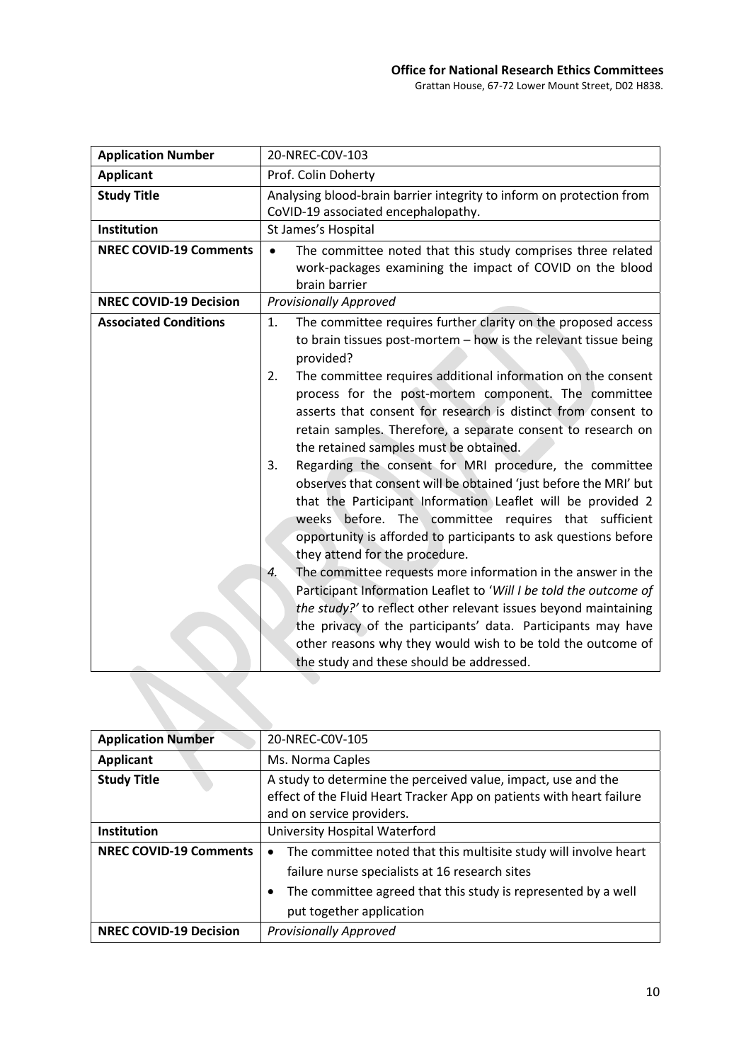**Office for National Research Ethics Committees**
Grattan House, 67-72 Lower Mount Street, D02 H838.

| **Application Number** | 20-NREC-C0V-103 |
|---|---|
| **Applicant** | Prof. Colin Doherty |
| **Study Title** | Analysing blood-brain barrier integrity to inform on protection from CoVID-19 associated encephalopathy. |
| **Institution** | St James's Hospital |
| **NREC COVID-19 Comments** | • The committee noted that this study comprises three related work-packages examining the impact of COVID on the blood brain barrier |
| **NREC COVID-19 Decision** | *Provisionally Approved* |
| **Associated Conditions** | 1. The committee requires further clarity on the proposed access to brain tissues post-mortem – how is the relevant tissue being provided?<br>2. The committee requires additional information on the consent process for the post-mortem component. The committee asserts that consent for research is distinct from consent to retain samples. Therefore, a separate consent to research on the retained samples must be obtained.<br>3. Regarding the consent for MRI procedure, the committee observes that consent will be obtained 'just before the MRI' but that the Participant Information Leaflet will be provided 2 weeks before. The committee requires that sufficient opportunity is afforded to participants to ask questions before they attend for the procedure.<br>4. The committee requests more information in the answer in the Participant Information Leaflet to '*Will I be told the outcome of the study?'* to reflect other relevant issues beyond maintaining the privacy of the participants' data. Participants may have other reasons why they would wish to be told the outcome of the study and these should be addressed. |

| **Application Number** | 20-NREC-C0V-105 |
|---|---|
| **Applicant** | Ms. Norma Caples |
| **Study Title** | A study to determine the perceived value, impact, use and the effect of the Fluid Heart Tracker App on patients with heart failure and on service providers. |
| **Institution** | University Hospital Waterford |
| **NREC COVID-19 Comments** | • The committee noted that this multisite study will involve heart failure nurse specialists at 16 research sites<br>• The committee agreed that this study is represented by a well put together application |
| **NREC COVID-19 Decision** | *Provisionally Approved* |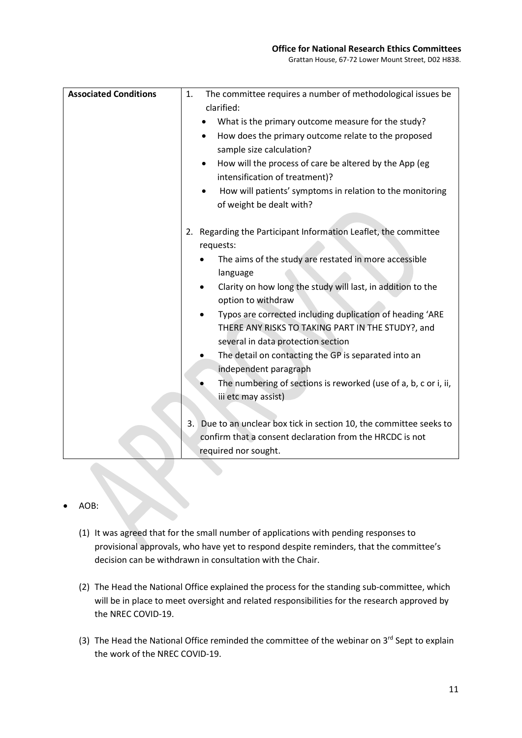| Associated Conditions | 1. The committee requires a number of methodological issues be clarified:<br>• What is the primary outcome measure for the study?<br>• How does the primary outcome relate to the proposed sample size calculation?<br>• How will the process of care be altered by the App (eg intensification of treatment)?<br>• How will patients' symptoms in relation to the monitoring of weight be dealt with?<br><br>2. Regarding the Participant Information Leaflet, the committee requests:<br>• The aims of the study are restated in more accessible language<br>• Clarity on how long the study will last, in addition to the option to withdraw<br>• Typos are corrected including duplication of heading 'ARE THERE ANY RISKS TO TAKING PART IN THE STUDY?, and several in data protection section<br>• The detail on contacting the GP is separated into an independent paragraph<br>• The numbering of sections is reworked (use of a, b, c or i, ii, iii etc may assist)<br><br>3. Due to an unclear box tick in section 10, the committee seeks to confirm that a consent declaration from the HRCDC is not required nor sought. |
|---|---|

- AOB:

  (1) It was agreed that for the small number of applications with pending responses to provisional approvals, who have yet to respond despite reminders, that the committee's decision can be withdrawn in consultation with the Chair.

  (2) The Head the National Office explained the process for the standing sub-committee, which will be in place to meet oversight and related responsibilities for the research approved by the NREC COVID-19.

  (3) The Head the National Office reminded the committee of the webinar on 3rd Sept to explain the work of the NREC COVID-19.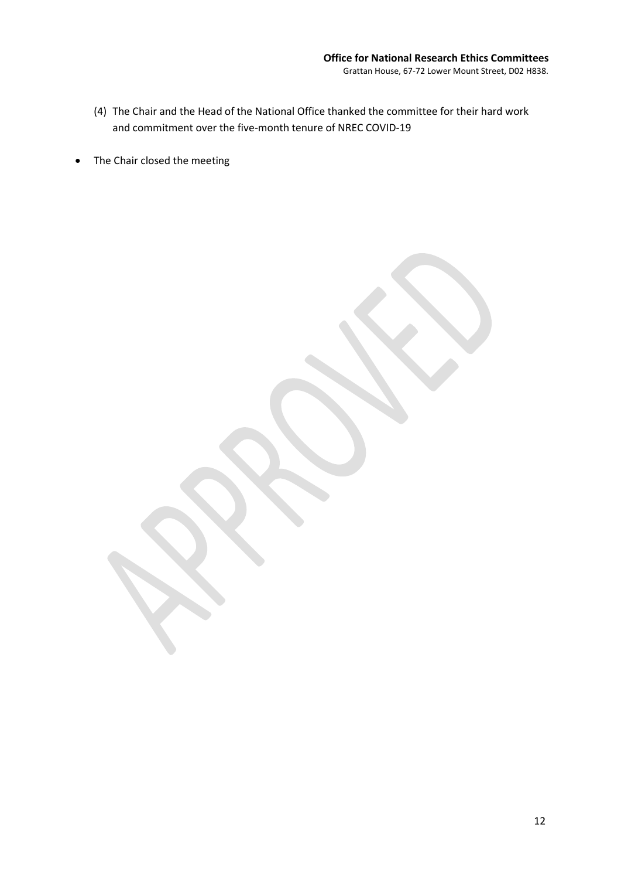(4) The Chair and the Head of the National Office thanked the committee for their hard work and commitment over the five-month tenure of NREC COVID-19

- The Chair closed the meeting